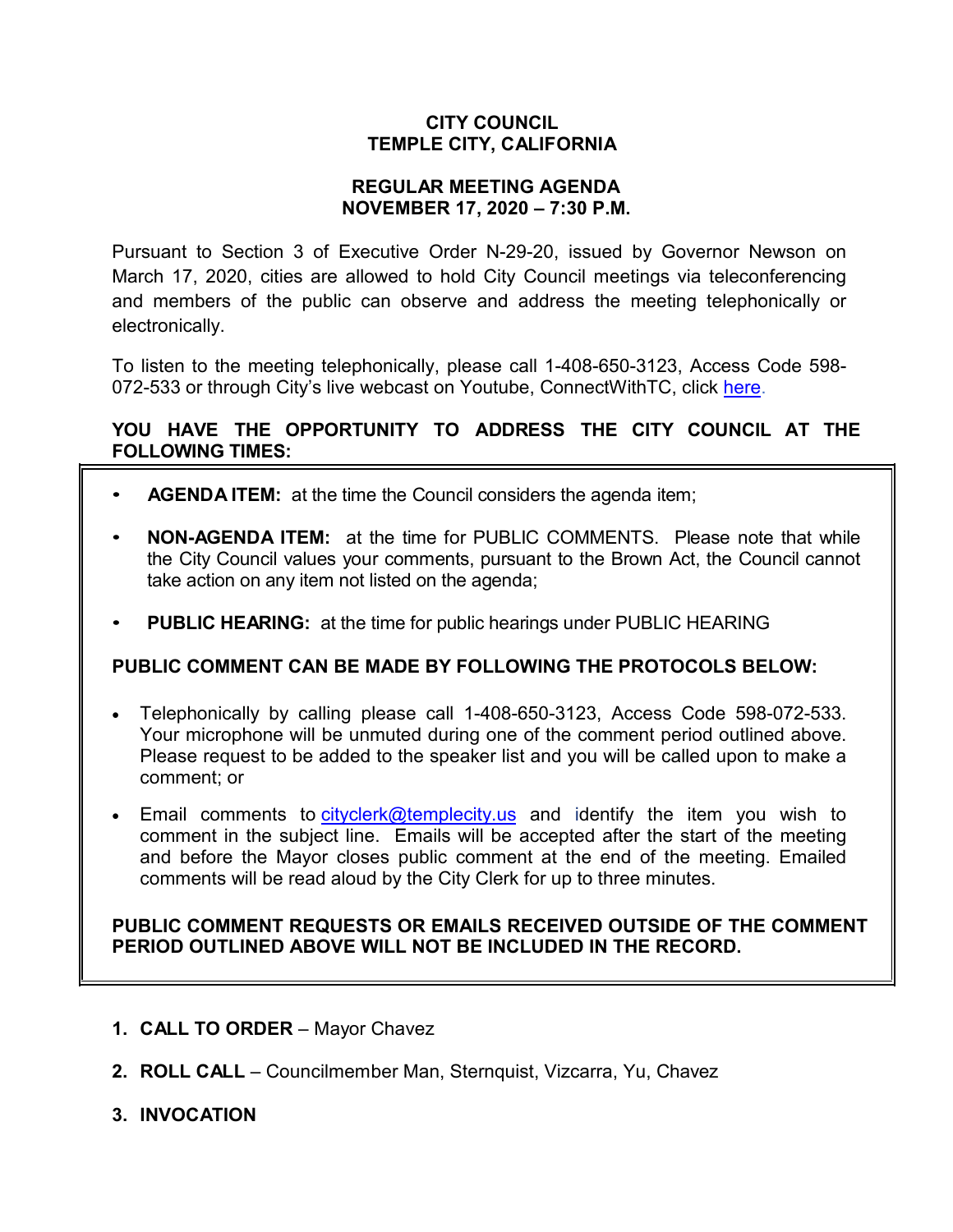**CITY COUNCIL**
**TEMPLE CITY, CALIFORNIA**

**REGULAR MEETING AGENDA**
**NOVEMBER 17, 2020 – 7:30 P.M.**

Pursuant to Section 3 of Executive Order N-29-20, issued by Governor Newson on March 17, 2020, cities are allowed to hold City Council meetings via teleconferencing and members of the public can observe and address the meeting telephonically or electronically.

To listen to the meeting telephonically, please call 1-408-650-3123, Access Code 598-072-533 or through City's live webcast on Youtube, ConnectWithTC, click here.

**YOU HAVE THE OPPORTUNITY TO ADDRESS THE CITY COUNCIL AT THE FOLLOWING TIMES:**

- **AGENDA ITEM:** at the time the Council considers the agenda item;
- **NON-AGENDA ITEM:** at the time for PUBLIC COMMENTS. Please note that while the City Council values your comments, pursuant to the Brown Act, the Council cannot take action on any item not listed on the agenda;
- **PUBLIC HEARING:** at the time for public hearings under PUBLIC HEARING

**PUBLIC COMMENT CAN BE MADE BY FOLLOWING THE PROTOCOLS BELOW:**

- Telephonically by calling please call 1-408-650-3123, Access Code 598-072-533. Your microphone will be unmuted during one of the comment period outlined above. Please request to be added to the speaker list and you will be called upon to make a comment; or
- Email comments to cityclerk@templecity.us and identify the item you wish to comment in the subject line. Emails will be accepted after the start of the meeting and before the Mayor closes public comment at the end of the meeting. Emailed comments will be read aloud by the City Clerk for up to three minutes.

**PUBLIC COMMENT REQUESTS OR EMAILS RECEIVED OUTSIDE OF THE COMMENT PERIOD OUTLINED ABOVE WILL NOT BE INCLUDED IN THE RECORD.**

1. **CALL TO ORDER** – Mayor Chavez
2. **ROLL CALL** – Councilmember Man, Sternquist, Vizcarra, Yu, Chavez
3. **INVOCATION**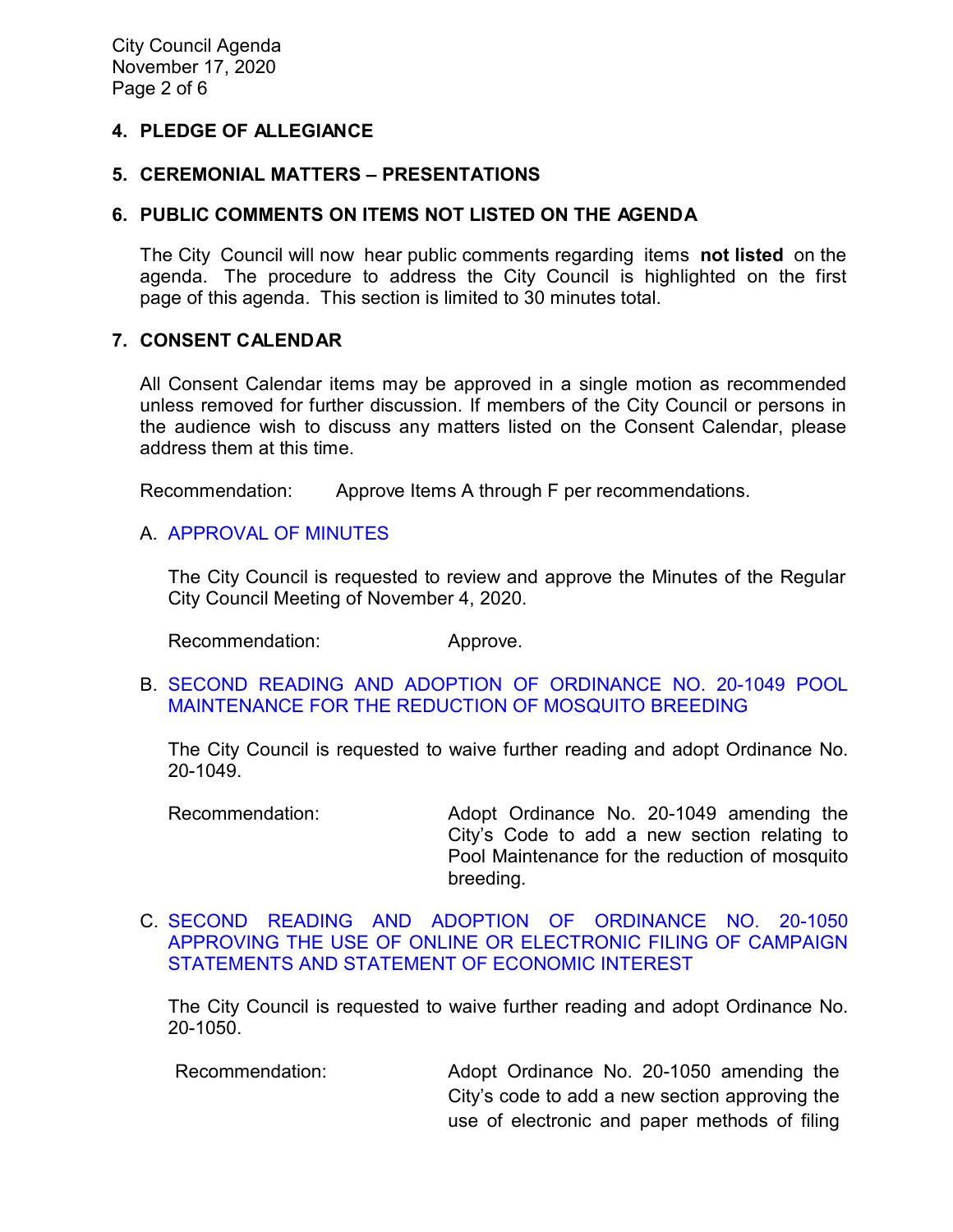## 4. PLEDGE OF ALLEGIANCE

## 5. CEREMONIAL MATTERS – PRESENTATIONS

## 6. PUBLIC COMMENTS ON ITEMS NOT LISTED ON THE AGENDA

The City Council will now hear public comments regarding items **not listed** on the agenda. The procedure to address the City Council is highlighted on the first page of this agenda. This section is limited to 30 minutes total.

## 7. CONSENT CALENDAR

All Consent Calendar items may be approved in a single motion as recommended unless removed for further discussion. If members of the City Council or persons in the audience wish to discuss any matters listed on the Consent Calendar, please address them at this time.

Recommendation: Approve Items A through F per recommendations.

A. APPROVAL OF MINUTES

The City Council is requested to review and approve the Minutes of the Regular City Council Meeting of November 4, 2020.

Recommendation: Approve.

B. SECOND READING AND ADOPTION OF ORDINANCE NO. 20-1049 POOL MAINTENANCE FOR THE REDUCTION OF MOSQUITO BREEDING

The City Council is requested to waive further reading and adopt Ordinance No. 20-1049.

Recommendation: Adopt Ordinance No. 20-1049 amending the City's Code to add a new section relating to Pool Maintenance for the reduction of mosquito breeding.

C. SECOND READING AND ADOPTION OF ORDINANCE NO. 20-1050 APPROVING THE USE OF ONLINE OR ELECTRONIC FILING OF CAMPAIGN STATEMENTS AND STATEMENT OF ECONOMIC INTEREST

The City Council is requested to waive further reading and adopt Ordinance No. 20-1050.

Recommendation: Adopt Ordinance No. 20-1050 amending the City's code to add a new section approving the use of electronic and paper methods of filing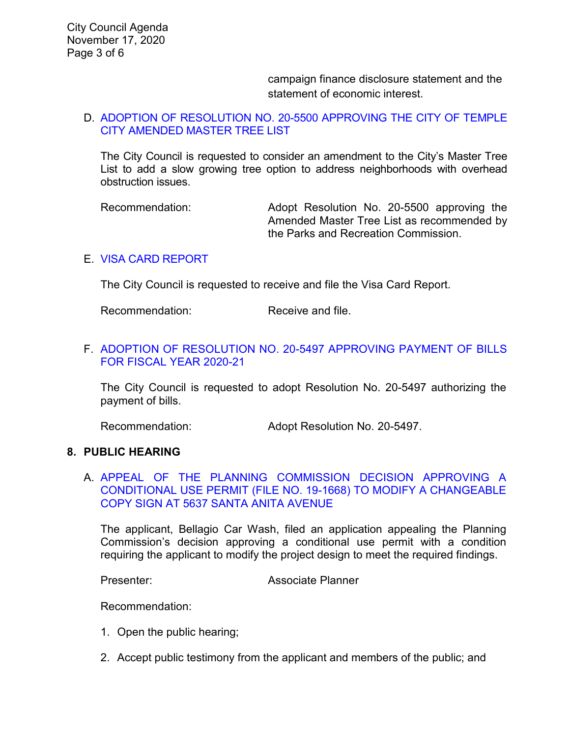campaign finance disclosure statement and the statement of economic interest.

D. ADOPTION OF RESOLUTION NO. 20-5500 APPROVING THE CITY OF TEMPLE CITY AMENDED MASTER TREE LIST

The City Council is requested to consider an amendment to the City's Master Tree List to add a slow growing tree option to address neighborhoods with overhead obstruction issues.

Recommendation: Adopt Resolution No. 20-5500 approving the Amended Master Tree List as recommended by the Parks and Recreation Commission.

E. VISA CARD REPORT

The City Council is requested to receive and file the Visa Card Report.

Recommendation: Receive and file.

F. ADOPTION OF RESOLUTION NO. 20-5497 APPROVING PAYMENT OF BILLS FOR FISCAL YEAR 2020-21

The City Council is requested to adopt Resolution No. 20-5497 authorizing the payment of bills.

Recommendation: Adopt Resolution No. 20-5497.

## 8. PUBLIC HEARING

A. APPEAL OF THE PLANNING COMMISSION DECISION APPROVING A CONDITIONAL USE PERMIT (FILE NO. 19-1668) TO MODIFY A CHANGEABLE COPY SIGN AT 5637 SANTA ANITA AVENUE

The applicant, Bellagio Car Wash, filed an application appealing the Planning Commission's decision approving a conditional use permit with a condition requiring the applicant to modify the project design to meet the required findings.

Presenter: Associate Planner

Recommendation:

1. Open the public hearing;

2. Accept public testimony from the applicant and members of the public; and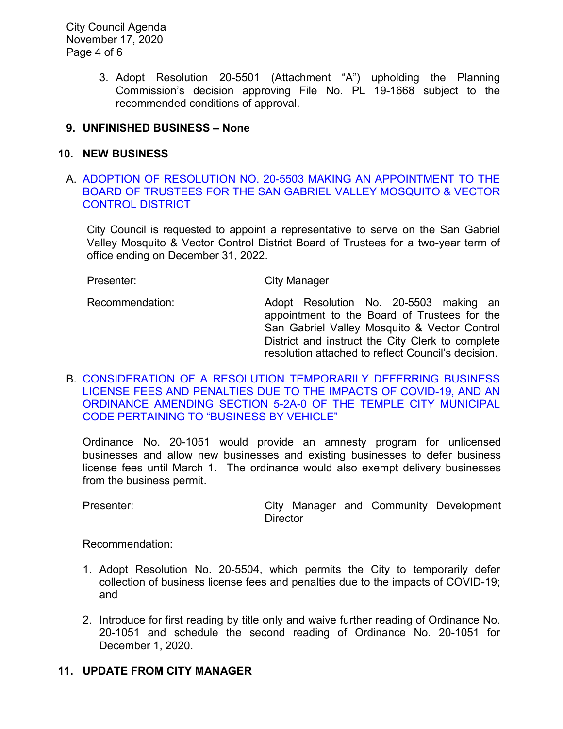3. Adopt Resolution 20-5501 (Attachment "A") upholding the Planning Commission's decision approving File No. PL 19-1668 subject to the recommended conditions of approval.

## 9. UNFINISHED BUSINESS – None

## 10. NEW BUSINESS

A. ADOPTION OF RESOLUTION NO. 20-5503 MAKING AN APPOINTMENT TO THE BOARD OF TRUSTEES FOR THE SAN GABRIEL VALLEY MOSQUITO & VECTOR CONTROL DISTRICT

City Council is requested to appoint a representative to serve on the San Gabriel Valley Mosquito & Vector Control District Board of Trustees for a two-year term of office ending on December 31, 2022.

Presenter: City Manager

Recommendation: Adopt Resolution No. 20-5503 making an appointment to the Board of Trustees for the San Gabriel Valley Mosquito & Vector Control District and instruct the City Clerk to complete resolution attached to reflect Council's decision.

B. CONSIDERATION OF A RESOLUTION TEMPORARILY DEFERRING BUSINESS LICENSE FEES AND PENALTIES DUE TO THE IMPACTS OF COVID-19, AND AN ORDINANCE AMENDING SECTION 5-2A-0 OF THE TEMPLE CITY MUNICIPAL CODE PERTAINING TO "BUSINESS BY VEHICLE"

Ordinance No. 20-1051 would provide an amnesty program for unlicensed businesses and allow new businesses and existing businesses to defer business license fees until March 1. The ordinance would also exempt delivery businesses from the business permit.

Presenter: City Manager and Community Development Director

Recommendation:

1. Adopt Resolution No. 20-5504, which permits the City to temporarily defer collection of business license fees and penalties due to the impacts of COVID-19; and

2. Introduce for first reading by title only and waive further reading of Ordinance No. 20-1051 and schedule the second reading of Ordinance No. 20-1051 for December 1, 2020.

## 11. UPDATE FROM CITY MANAGER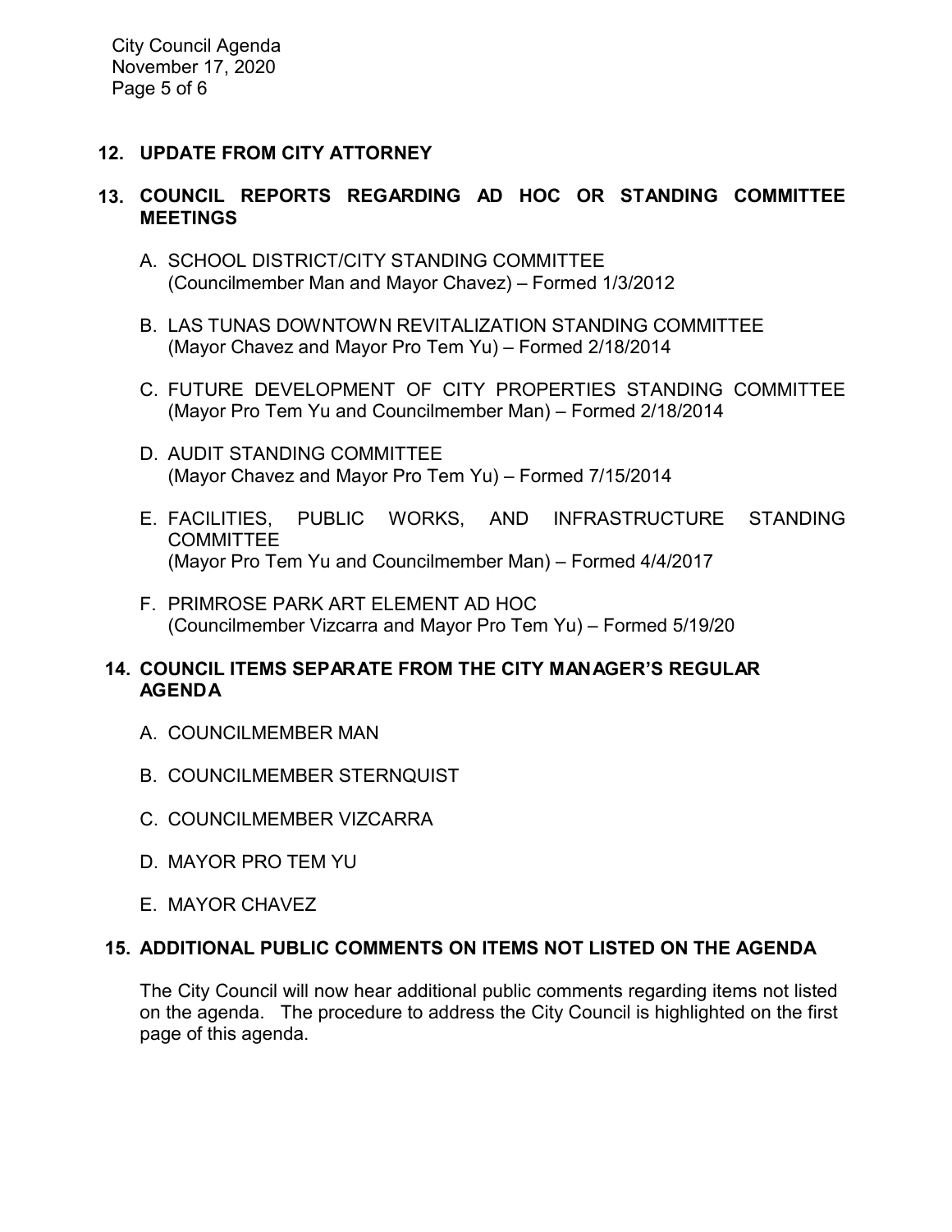## 12. UPDATE FROM CITY ATTORNEY

## 13. COUNCIL REPORTS REGARDING AD HOC OR STANDING COMMITTEE MEETINGS

A. SCHOOL DISTRICT/CITY STANDING COMMITTEE
(Councilmember Man and Mayor Chavez) – Formed 1/3/2012

B. LAS TUNAS DOWNTOWN REVITALIZATION STANDING COMMITTEE
(Mayor Chavez and Mayor Pro Tem Yu) – Formed 2/18/2014

C. FUTURE DEVELOPMENT OF CITY PROPERTIES STANDING COMMITTEE
(Mayor Pro Tem Yu and Councilmember Man) – Formed 2/18/2014

D. AUDIT STANDING COMMITTEE
(Mayor Chavez and Mayor Pro Tem Yu) – Formed 7/15/2014

E. FACILITIES, PUBLIC WORKS, AND INFRASTRUCTURE STANDING COMMITTEE
(Mayor Pro Tem Yu and Councilmember Man) – Formed 4/4/2017

F. PRIMROSE PARK ART ELEMENT AD HOC
(Councilmember Vizcarra and Mayor Pro Tem Yu) – Formed 5/19/20

## 14. COUNCIL ITEMS SEPARATE FROM THE CITY MANAGER'S REGULAR AGENDA

A. COUNCILMEMBER MAN

B. COUNCILMEMBER STERNQUIST

C. COUNCILMEMBER VIZCARRA

D. MAYOR PRO TEM YU

E. MAYOR CHAVEZ

## 15. ADDITIONAL PUBLIC COMMENTS ON ITEMS NOT LISTED ON THE AGENDA

The City Council will now hear additional public comments regarding items not listed on the agenda. The procedure to address the City Council is highlighted on the first page of this agenda.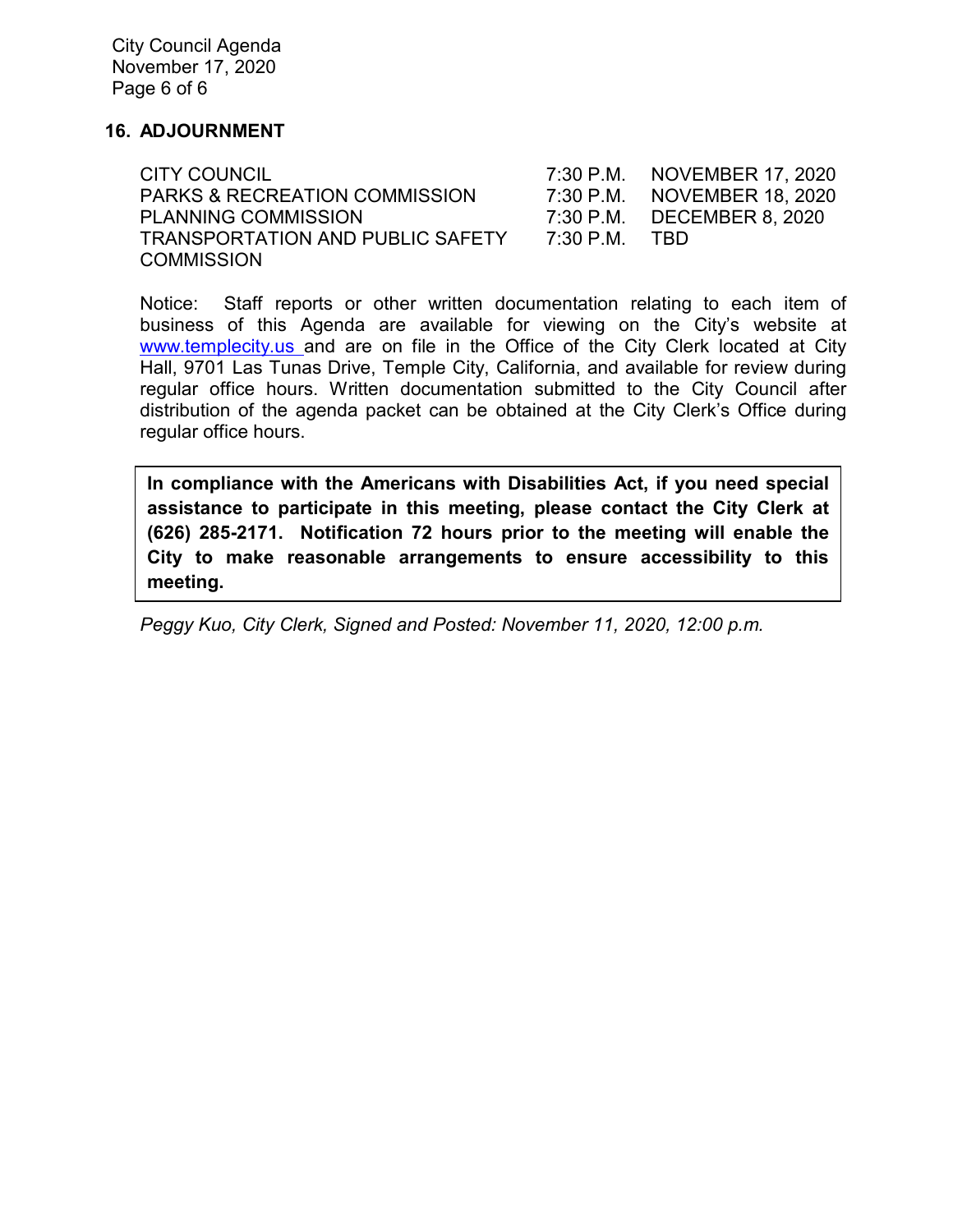## 16. ADJOURNMENT

| | | |
|---|---|---|
| CITY COUNCIL | 7:30 P.M. | NOVEMBER 17, 2020 |
| PARKS & RECREATION COMMISSION | 7:30 P.M. | NOVEMBER 18, 2020 |
| PLANNING COMMISSION | 7:30 P.M. | DECEMBER 8, 2020 |
| TRANSPORTATION AND PUBLIC SAFETY COMMISSION | 7:30 P.M. | TBD |

Notice: Staff reports or other written documentation relating to each item of business of this Agenda are available for viewing on the City's website at www.templecity.us and are on file in the Office of the City Clerk located at City Hall, 9701 Las Tunas Drive, Temple City, California, and available for review during regular office hours. Written documentation submitted to the City Council after distribution of the agenda packet can be obtained at the City Clerk's Office during regular office hours.

**In compliance with the Americans with Disabilities Act, if you need special assistance to participate in this meeting, please contact the City Clerk at (626) 285-2171. Notification 72 hours prior to the meeting will enable the City to make reasonable arrangements to ensure accessibility to this meeting.**

*Peggy Kuo, City Clerk, Signed and Posted: November 11, 2020, 12:00 p.m.*